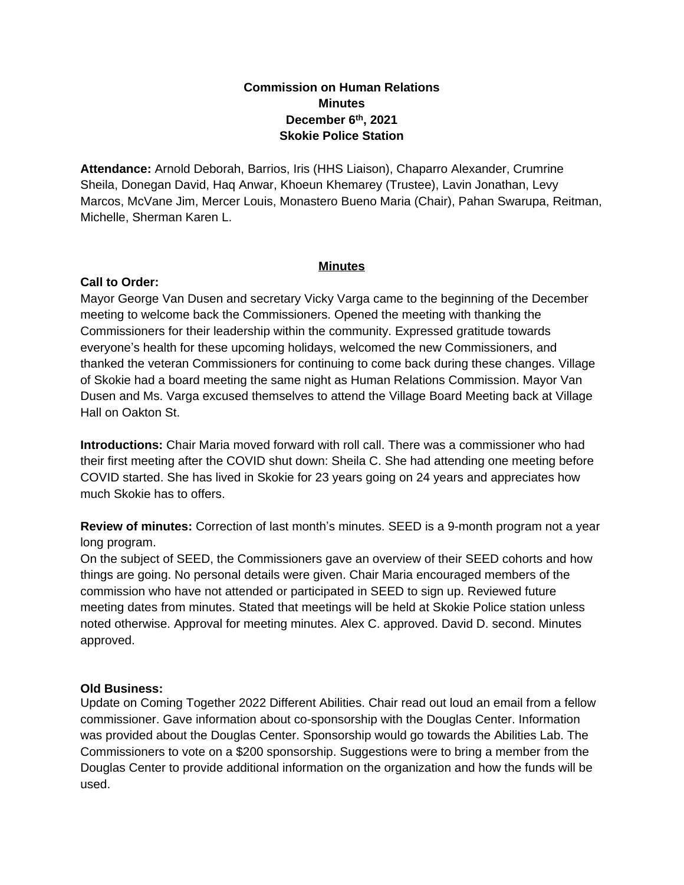**Commission on Human Relations**
**Minutes**
**December 6th, 2021**
**Skokie Police Station**

**Attendance:** Arnold Deborah, Barrios, Iris (HHS Liaison), Chaparro Alexander, Crumrine Sheila, Donegan David, Haq Anwar, Khoeun Khemarey (Trustee), Lavin Jonathan, Levy Marcos, McVane Jim, Mercer Louis, Monastero Bueno Maria (Chair), Pahan Swarupa, Reitman, Michelle, Sherman Karen L.

## Minutes

**Call to Order:**
Mayor George Van Dusen and secretary Vicky Varga came to the beginning of the December meeting to welcome back the Commissioners. Opened the meeting with thanking the Commissioners for their leadership within the community. Expressed gratitude towards everyone's health for these upcoming holidays, welcomed the new Commissioners, and thanked the veteran Commissioners for continuing to come back during these changes. Village of Skokie had a board meeting the same night as Human Relations Commission. Mayor Van Dusen and Ms. Varga excused themselves to attend the Village Board Meeting back at Village Hall on Oakton St.

**Introductions:** Chair Maria moved forward with roll call. There was a commissioner who had their first meeting after the COVID shut down: Sheila C. She had attending one meeting before COVID started. She has lived in Skokie for 23 years going on 24 years and appreciates how much Skokie has to offers.

**Review of minutes:** Correction of last month's minutes. SEED is a 9-month program not a year long program.
On the subject of SEED, the Commissioners gave an overview of their SEED cohorts and how things are going. No personal details were given. Chair Maria encouraged members of the commission who have not attended or participated in SEED to sign up. Reviewed future meeting dates from minutes. Stated that meetings will be held at Skokie Police station unless noted otherwise. Approval for meeting minutes. Alex C. approved. David D. second. Minutes approved.

**Old Business:**
Update on Coming Together 2022 Different Abilities. Chair read out loud an email from a fellow commissioner. Gave information about co-sponsorship with the Douglas Center. Information was provided about the Douglas Center. Sponsorship would go towards the Abilities Lab. The Commissioners to vote on a $200 sponsorship. Suggestions were to bring a member from the Douglas Center to provide additional information on the organization and how the funds will be used.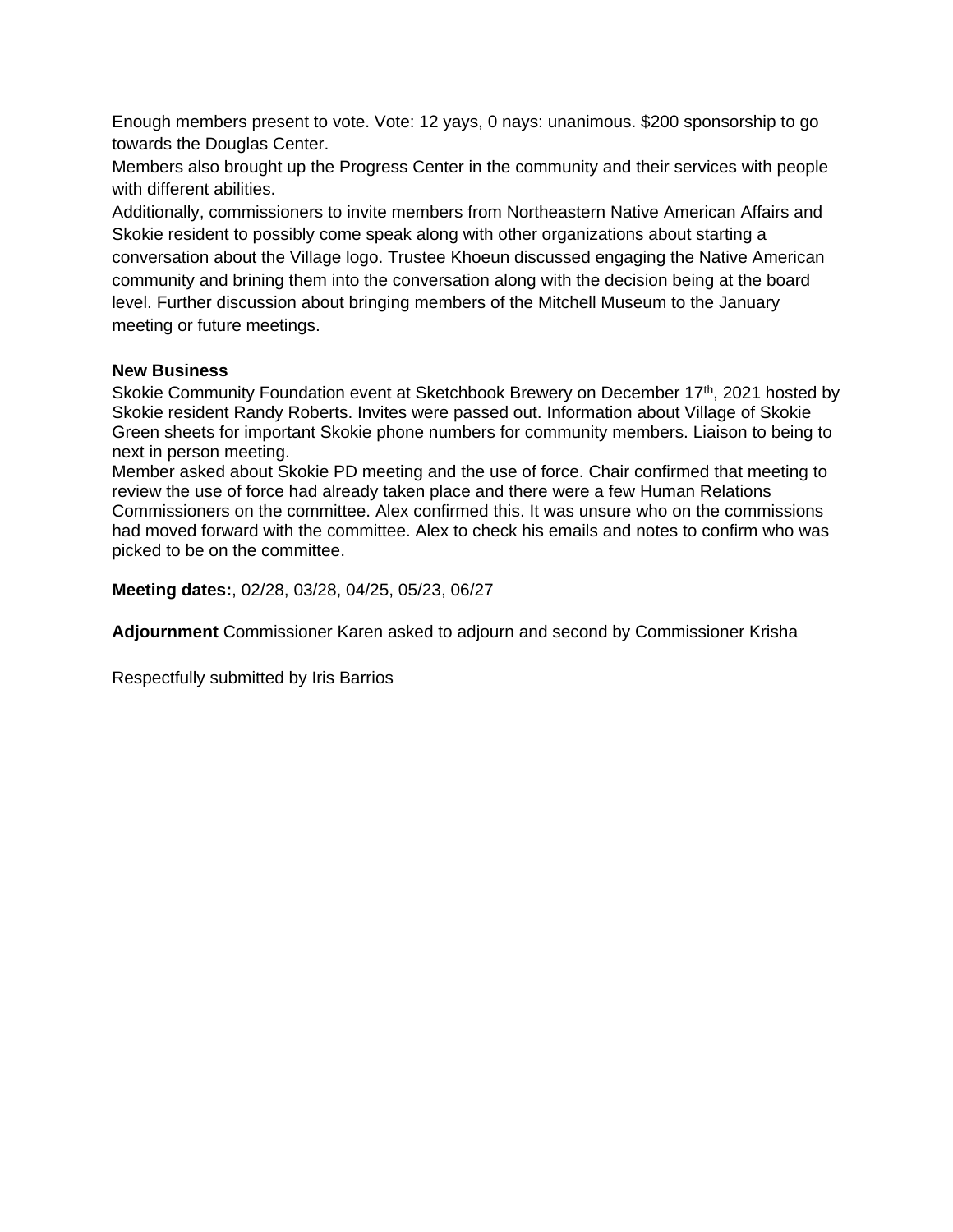Enough members present to vote. Vote: 12 yays, 0 nays: unanimous. $200 sponsorship to go towards the Douglas Center.

Members also brought up the Progress Center in the community and their services with people with different abilities.

Additionally, commissioners to invite members from Northeastern Native American Affairs and Skokie resident to possibly come speak along with other organizations about starting a conversation about the Village logo. Trustee Khoeun discussed engaging the Native American community and brining them into the conversation along with the decision being at the board level. Further discussion about bringing members of the Mitchell Museum to the January meeting or future meetings.

**New Business**

Skokie Community Foundation event at Sketchbook Brewery on December 17th, 2021 hosted by Skokie resident Randy Roberts. Invites were passed out. Information about Village of Skokie Green sheets for important Skokie phone numbers for community members. Liaison to being to next in person meeting.

Member asked about Skokie PD meeting and the use of force. Chair confirmed that meeting to review the use of force had already taken place and there were a few Human Relations Commissioners on the committee. Alex confirmed this. It was unsure who on the commissions had moved forward with the committee. Alex to check his emails and notes to confirm who was picked to be on the committee.

**Meeting dates:**, 02/28, 03/28, 04/25, 05/23, 06/27

**Adjournment** Commissioner Karen asked to adjourn and second by Commissioner Krisha

Respectfully submitted by Iris Barrios